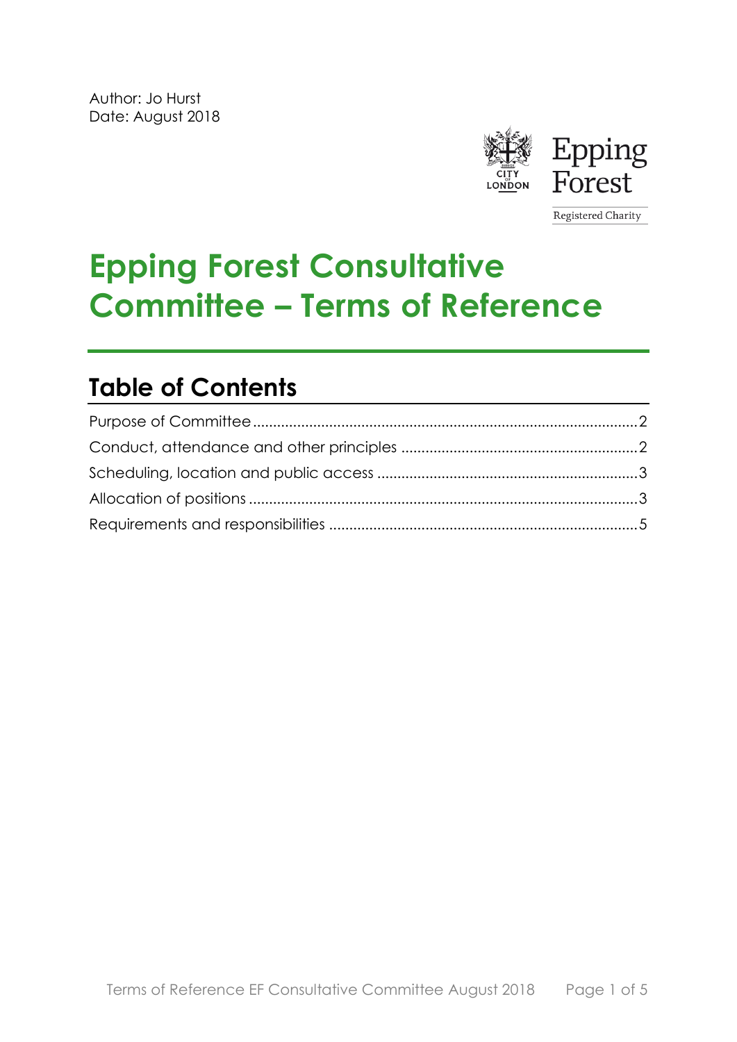Author: Jo Hurst
Date: August 2018

Epping Forest

Registered Charity

# Epping Forest Consultative Committee – Terms of Reference

## Table of Contents

Purpose of Committee .......... 2
Conduct, attendance and other principles .......... 2
Scheduling, location and public access .......... 3
Allocation of positions .......... 3
Requirements and responsibilities .......... 5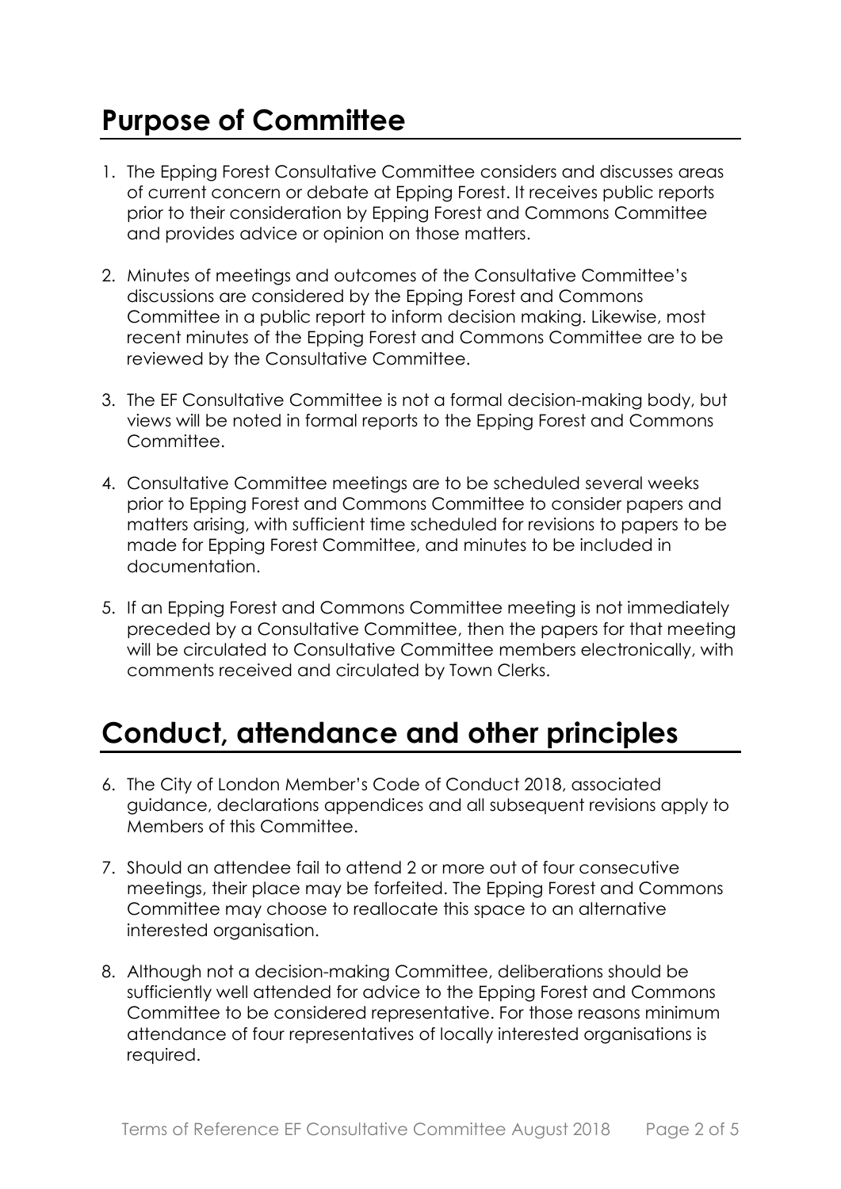## Purpose of Committee

1. The Epping Forest Consultative Committee considers and discusses areas of current concern or debate at Epping Forest. It receives public reports prior to their consideration by Epping Forest and Commons Committee and provides advice or opinion on those matters.

2. Minutes of meetings and outcomes of the Consultative Committee's discussions are considered by the Epping Forest and Commons Committee in a public report to inform decision making. Likewise, most recent minutes of the Epping Forest and Commons Committee are to be reviewed by the Consultative Committee.

3. The EF Consultative Committee is not a formal decision-making body, but views will be noted in formal reports to the Epping Forest and Commons Committee.

4. Consultative Committee meetings are to be scheduled several weeks prior to Epping Forest and Commons Committee to consider papers and matters arising, with sufficient time scheduled for revisions to papers to be made for Epping Forest Committee, and minutes to be included in documentation.

5. If an Epping Forest and Commons Committee meeting is not immediately preceded by a Consultative Committee, then the papers for that meeting will be circulated to Consultative Committee members electronically, with comments received and circulated by Town Clerks.

## Conduct, attendance and other principles

6. The City of London Member's Code of Conduct 2018, associated guidance, declarations appendices and all subsequent revisions apply to Members of this Committee.

7. Should an attendee fail to attend 2 or more out of four consecutive meetings, their place may be forfeited. The Epping Forest and Commons Committee may choose to reallocate this space to an alternative interested organisation.

8. Although not a decision-making Committee, deliberations should be sufficiently well attended for advice to the Epping Forest and Commons Committee to be considered representative. For those reasons minimum attendance of four representatives of locally interested organisations is required.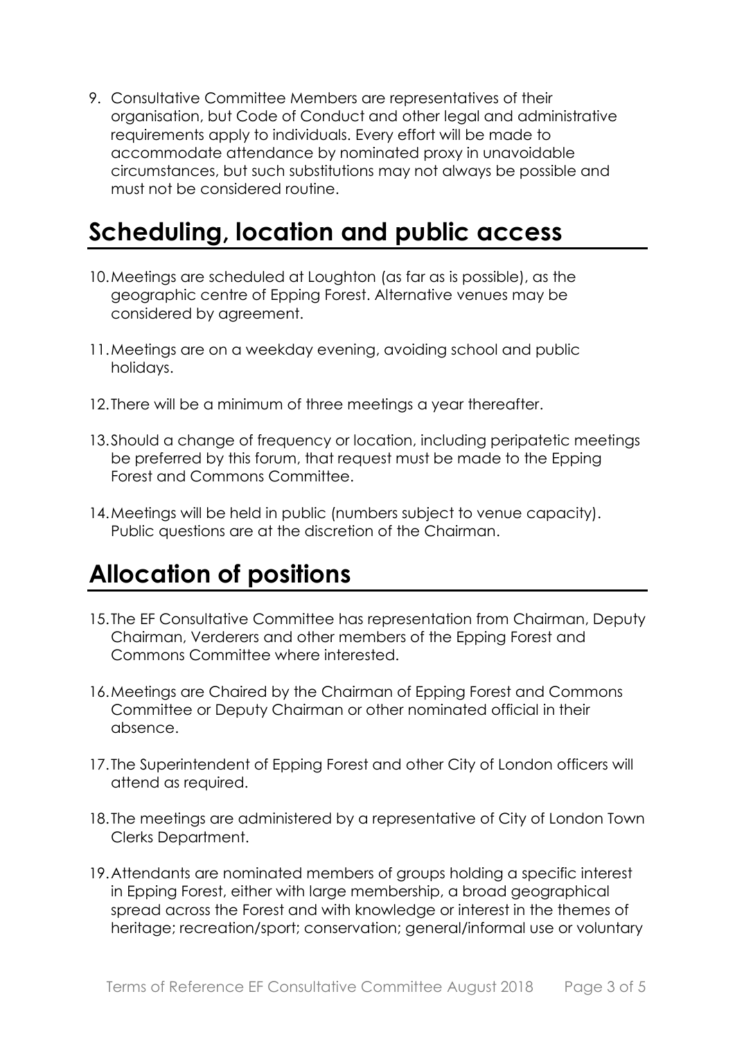9. Consultative Committee Members are representatives of their organisation, but Code of Conduct and other legal and administrative requirements apply to individuals. Every effort will be made to accommodate attendance by nominated proxy in unavoidable circumstances, but such substitutions may not always be possible and must not be considered routine.

## Scheduling, location and public access

10. Meetings are scheduled at Loughton (as far as is possible), as the geographic centre of Epping Forest. Alternative venues may be considered by agreement.

11. Meetings are on a weekday evening, avoiding school and public holidays.

12. There will be a minimum of three meetings a year thereafter.

13. Should a change of frequency or location, including peripatetic meetings be preferred by this forum, that request must be made to the Epping Forest and Commons Committee.

14. Meetings will be held in public (numbers subject to venue capacity). Public questions are at the discretion of the Chairman.

## Allocation of positions

15. The EF Consultative Committee has representation from Chairman, Deputy Chairman, Verderers and other members of the Epping Forest and Commons Committee where interested.

16. Meetings are Chaired by the Chairman of Epping Forest and Commons Committee or Deputy Chairman or other nominated official in their absence.

17. The Superintendent of Epping Forest and other City of London officers will attend as required.

18. The meetings are administered by a representative of City of London Town Clerks Department.

19. Attendants are nominated members of groups holding a specific interest in Epping Forest, either with large membership, a broad geographical spread across the Forest and with knowledge or interest in the themes of heritage; recreation/sport; conservation; general/informal use or voluntary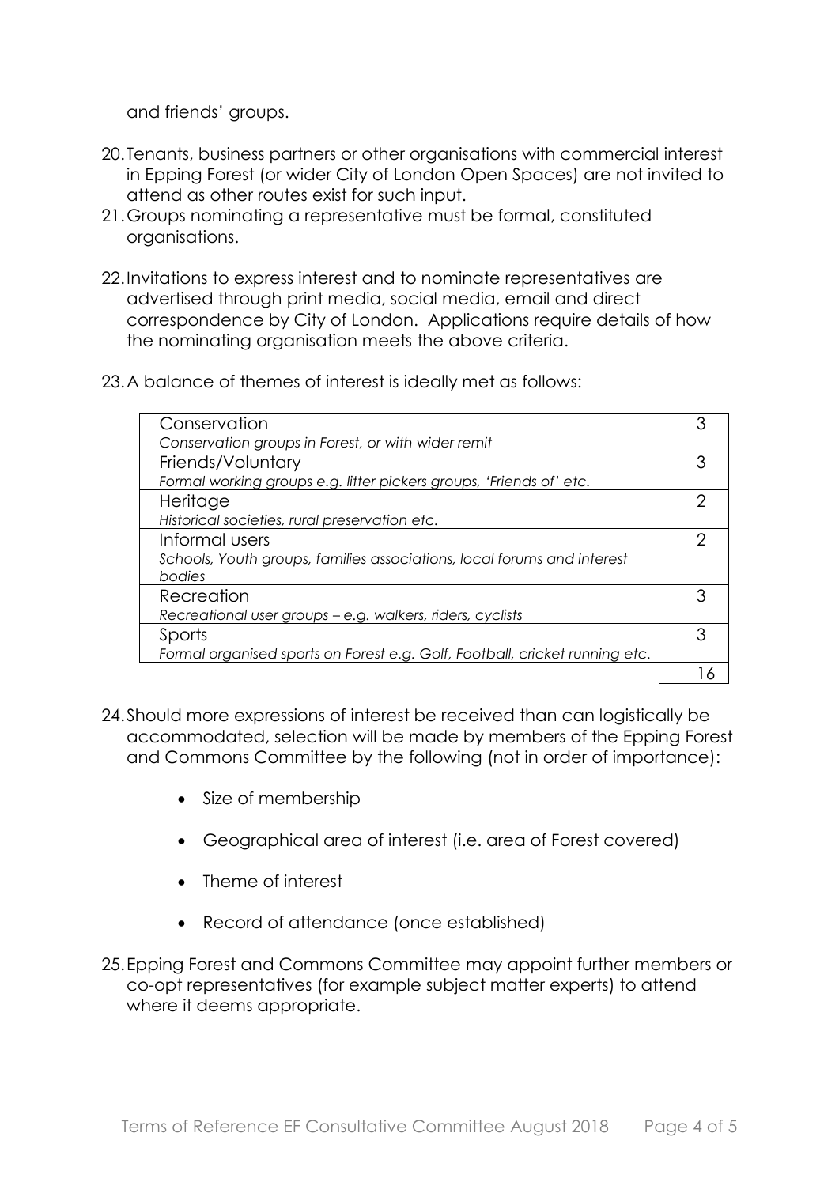and friends' groups.

20. Tenants, business partners or other organisations with commercial interest in Epping Forest (or wider City of London Open Spaces) are not invited to attend as other routes exist for such input.
21. Groups nominating a representative must be formal, constituted organisations.
22. Invitations to express interest and to nominate representatives are advertised through print media, social media, email and direct correspondence by City of London. Applications require details of how the nominating organisation meets the above criteria.
23. A balance of themes of interest is ideally met as follows:

| Theme | Number |
|---|---|
| Conservation<br>*Conservation groups in Forest, or with wider remit* | 3 |
| Friends/Voluntary<br>*Formal working groups e.g. litter pickers groups, 'Friends of' etc.* | 3 |
| Heritage<br>*Historical societies, rural preservation etc.* | 2 |
| Informal users<br>*Schools, Youth groups, families associations, local forums and interest bodies* | 2 |
| Recreation<br>*Recreational user groups – e.g. walkers, riders, cyclists* | 3 |
| Sports<br>*Formal organised sports on Forest e.g. Golf, Football, cricket running etc.* | 3 |
| | 16 |

24. Should more expressions of interest be received than can logistically be accommodated, selection will be made by members of the Epping Forest and Commons Committee by the following (not in order of importance):
    - Size of membership
    - Geographical area of interest (i.e. area of Forest covered)
    - Theme of interest
    - Record of attendance (once established)
25. Epping Forest and Commons Committee may appoint further members or co-opt representatives (for example subject matter experts) to attend where it deems appropriate.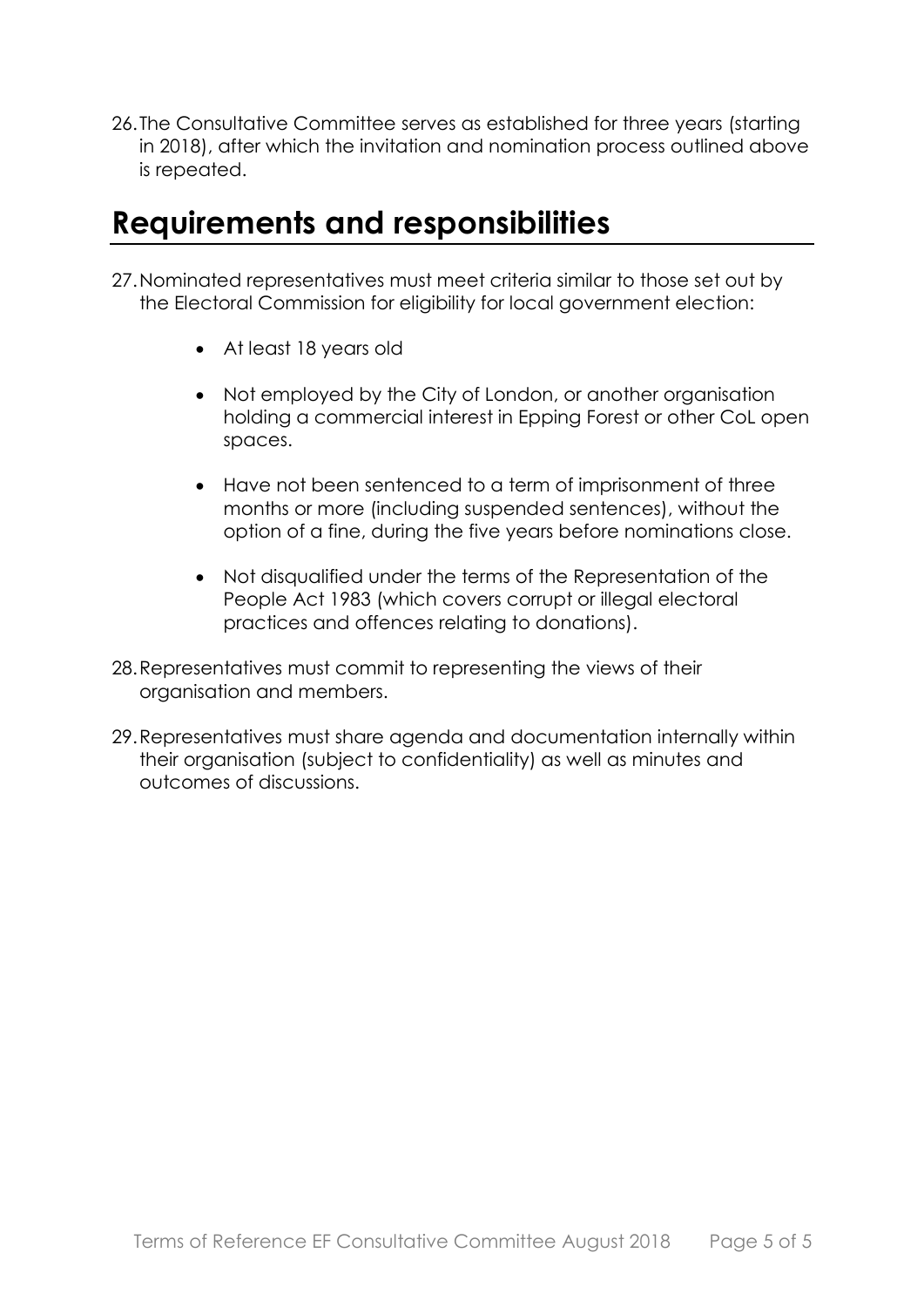26. The Consultative Committee serves as established for three years (starting in 2018), after which the invitation and nomination process outlined above is repeated.

# Requirements and responsibilities

27. Nominated representatives must meet criteria similar to those set out by the Electoral Commission for eligibility for local government election:

    - At least 18 years old
    - Not employed by the City of London, or another organisation holding a commercial interest in Epping Forest or other CoL open spaces.
    - Have not been sentenced to a term of imprisonment of three months or more (including suspended sentences), without the option of a fine, during the five years before nominations close.
    - Not disqualified under the terms of the Representation of the People Act 1983 (which covers corrupt or illegal electoral practices and offences relating to donations).

28. Representatives must commit to representing the views of their organisation and members.

29. Representatives must share agenda and documentation internally within their organisation (subject to confidentiality) as well as minutes and outcomes of discussions.